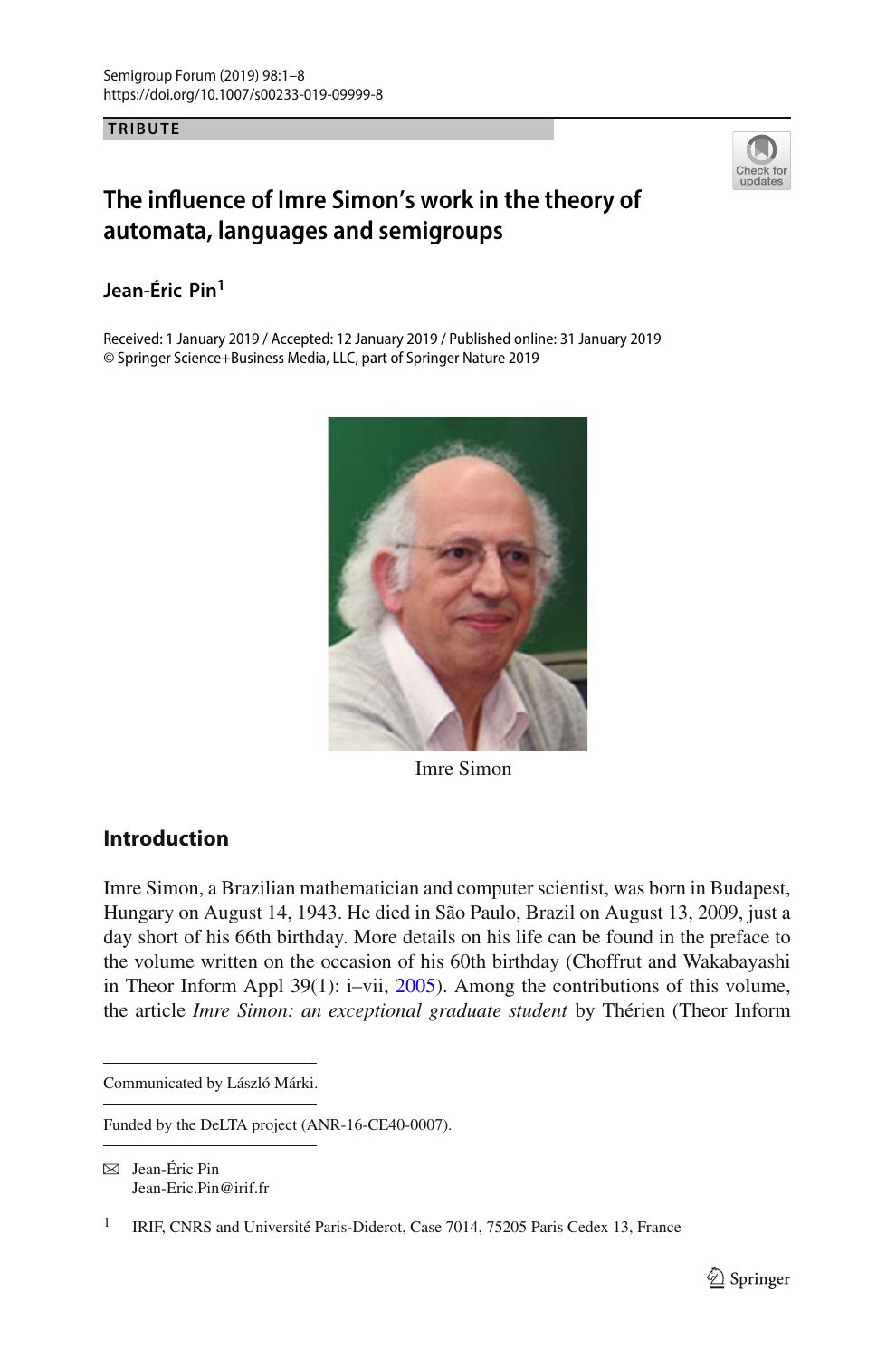TRIBUTE

# The influence of Imre Simon's work in the theory of automata, languages and semigroups

**Jean-Éric Pin**[1]

Received: 1 January 2019 / Accepted: 12 January 2019 / Published online: 31 January 2019
© Springer Science+Business Media, LLC, part of Springer Nature 2019

Imre Simon

## Introduction

Imre Simon, a Brazilian mathematician and computer scientist, was born in Budapest, Hungary on August 14, 1943. He died in São Paulo, Brazil on August 13, 2009, just a day short of his 66th birthday. More details on his life can be found in the preface to the volume written on the occasion of his 60th birthday (Choffrut and Wakabayashi in Theor Inform Appl 39(1): i–vii, 2005). Among the contributions of this volume, the article *Imre Simon: an exceptional graduate student* by Thérien (Theor Inform

---

Communicated by László Márki.

Funded by the DeLTA project (ANR-16-CE40-0007).

✉ Jean-Éric Pin
Jean-Eric.Pin@irif.fr

[1] IRIF, CNRS and Université Paris-Diderot, Case 7014, 75205 Paris Cedex 13, France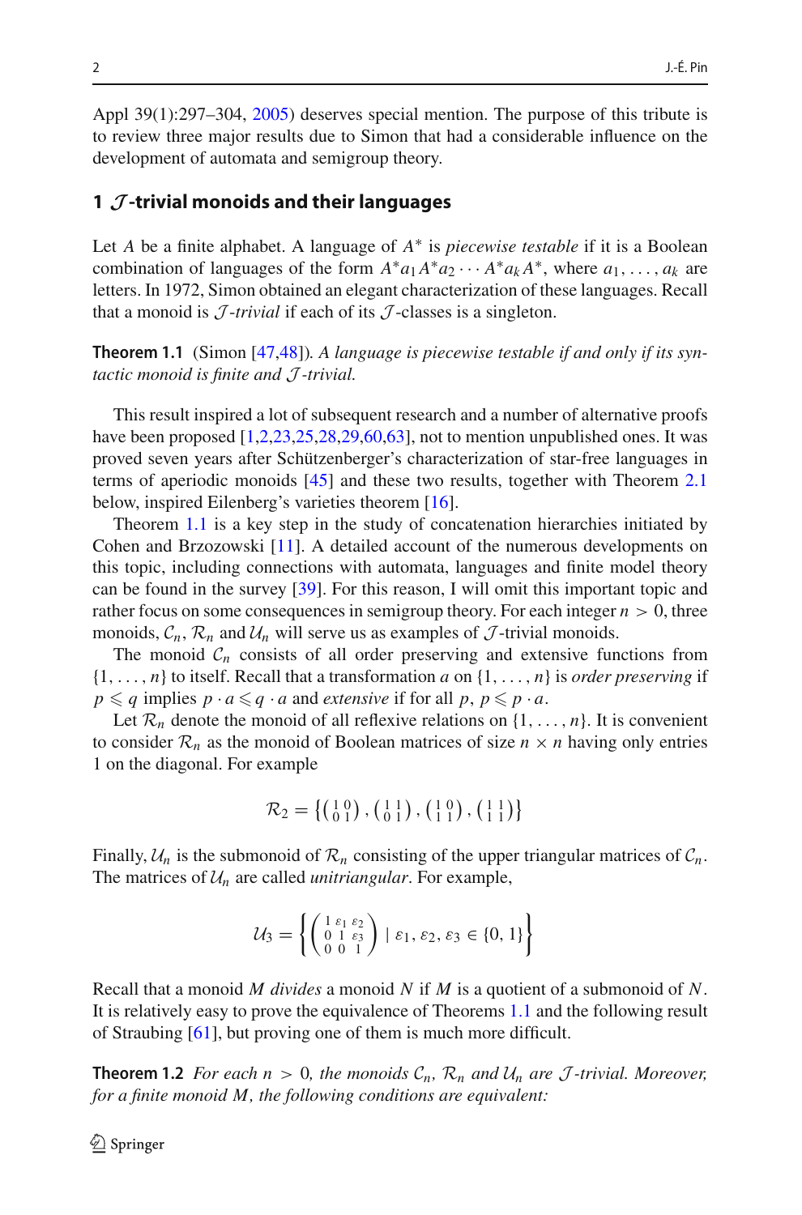Appl 39(1):297–304, 2005) deserves special mention. The purpose of this tribute is to review three major results due to Simon that had a considerable influence on the development of automata and semigroup theory.

## 1 $\mathcal{J}$-trivial monoids and their languages

Let $A$ be a finite alphabet. A language of $A^*$ is *piecewise testable* if it is a Boolean combination of languages of the form $A^*a_1A^*a_2 \cdots A^*a_kA^*$, where $a_1, \ldots, a_k$ are letters. In 1972, Simon obtained an elegant characterization of these languages. Recall that a monoid is *$\mathcal{J}$-trivial* if each of its $\mathcal{J}$-classes is a singleton.

**Theorem 1.1** (Simon [47,48]). *A language is piecewise testable if and only if its syntactic monoid is finite and $\mathcal{J}$-trivial.*

This result inspired a lot of subsequent research and a number of alternative proofs have been proposed [1,2,23,25,28,29,60,63], not to mention unpublished ones. It was proved seven years after Schützenberger's characterization of star-free languages in terms of aperiodic monoids [45] and these two results, together with Theorem 2.1 below, inspired Eilenberg's varieties theorem [16].

Theorem 1.1 is a key step in the study of concatenation hierarchies initiated by Cohen and Brzozowski [11]. A detailed account of the numerous developments on this topic, including connections with automata, languages and finite model theory can be found in the survey [39]. For this reason, I will omit this important topic and rather focus on some consequences in semigroup theory. For each integer $n > 0$, three monoids, $\mathcal{C}_n$, $\mathcal{R}_n$ and $\mathcal{U}_n$ will serve us as examples of $\mathcal{J}$-trivial monoids.

The monoid $\mathcal{C}_n$ consists of all order preserving and extensive functions from $\{1, \ldots, n\}$ to itself. Recall that a transformation $a$ on $\{1, \ldots, n\}$ is *order preserving* if $p \leqslant q$ implies $p \cdot a \leqslant q \cdot a$ and *extensive* if for all $p$, $p \leqslant p \cdot a$.

Let $\mathcal{R}_n$ denote the monoid of all reflexive relations on $\{1, \ldots, n\}$. It is convenient to consider $\mathcal{R}_n$ as the monoid of Boolean matrices of size $n \times n$ having only entries 1 on the diagonal. For example

$$\mathcal{R}_2 = \left\{ \begin{pmatrix} 1 & 0 \\ 0 & 1 \end{pmatrix}, \begin{pmatrix} 1 & 1 \\ 0 & 1 \end{pmatrix}, \begin{pmatrix} 1 & 0 \\ 1 & 1 \end{pmatrix}, \begin{pmatrix} 1 & 1 \\ 1 & 1 \end{pmatrix} \right\}$$

Finally, $\mathcal{U}_n$ is the submonoid of $\mathcal{R}_n$ consisting of the upper triangular matrices of $\mathcal{C}_n$. The matrices of $\mathcal{U}_n$ are called *unitriangular*. For example,

$$\mathcal{U}_3 = \left\{ \begin{pmatrix} 1 & \varepsilon_1 & \varepsilon_2 \\ 0 & 1 & \varepsilon_3 \\ 0 & 0 & 1 \end{pmatrix} \mid \varepsilon_1, \varepsilon_2, \varepsilon_3 \in \{0, 1\} \right\}$$

Recall that a monoid $M$ *divides* a monoid $N$ if $M$ is a quotient of a submonoid of $N$. It is relatively easy to prove the equivalence of Theorems 1.1 and the following result of Straubing [61], but proving one of them is much more difficult.

**Theorem 1.2** *For each $n > 0$, the monoids $\mathcal{C}_n$, $\mathcal{R}_n$ and $\mathcal{U}_n$ are $\mathcal{J}$-trivial. Moreover, for a finite monoid $M$, the following conditions are equivalent:*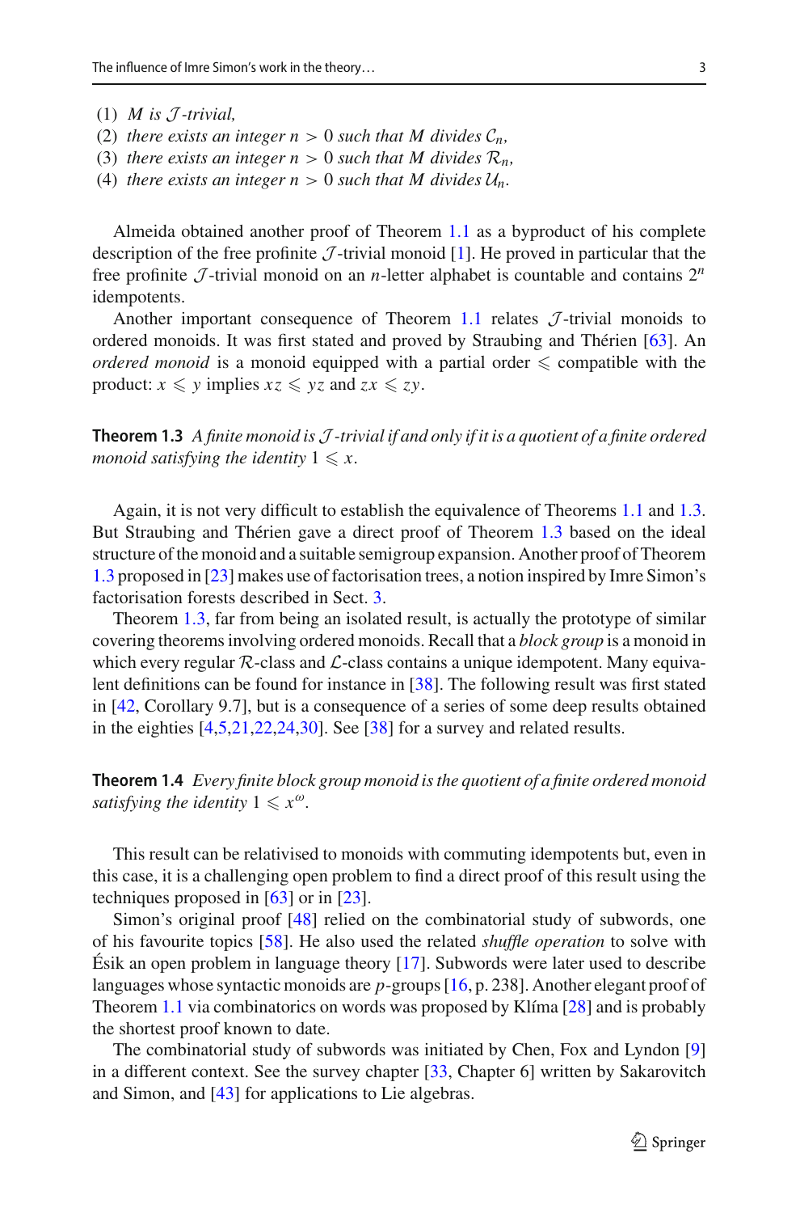(1) $M$ *is* $\mathcal{J}$*-trivial,*
(2) *there exists an integer* $n > 0$ *such that* $M$ *divides* $\mathcal{C}_n$*,*
(3) *there exists an integer* $n > 0$ *such that* $M$ *divides* $\mathcal{R}_n$*,*
(4) *there exists an integer* $n > 0$ *such that* $M$ *divides* $\mathcal{U}_n$*.*

Almeida obtained another proof of Theorem 1.1 as a byproduct of his complete description of the free profinite $\mathcal{J}$-trivial monoid [1]. He proved in particular that the free profinite $\mathcal{J}$-trivial monoid on an $n$-letter alphabet is countable and contains $2^n$ idempotents.

Another important consequence of Theorem 1.1 relates $\mathcal{J}$-trivial monoids to ordered monoids. It was first stated and proved by Straubing and Thérien [63]. An *ordered monoid* is a monoid equipped with a partial order $\leqslant$ compatible with the product: $x \leqslant y$ implies $xz \leqslant yz$ and $zx \leqslant zy$.

**Theorem 1.3** *A finite monoid is* $\mathcal{J}$*-trivial if and only if it is a quotient of a finite ordered monoid satisfying the identity* $1 \leqslant x$*.*

Again, it is not very difficult to establish the equivalence of Theorems 1.1 and 1.3. But Straubing and Thérien gave a direct proof of Theorem 1.3 based on the ideal structure of the monoid and a suitable semigroup expansion. Another proof of Theorem 1.3 proposed in [23] makes use of factorisation trees, a notion inspired by Imre Simon's factorisation forests described in Sect. 3.

Theorem 1.3, far from being an isolated result, is actually the prototype of similar covering theorems involving ordered monoids. Recall that a *block group* is a monoid in which every regular $\mathcal{R}$-class and $\mathcal{L}$-class contains a unique idempotent. Many equivalent definitions can be found for instance in [38]. The following result was first stated in [42, Corollary 9.7], but is a consequence of a series of some deep results obtained in the eighties [4,5,21,22,24,30]. See [38] for a survey and related results.

**Theorem 1.4** *Every finite block group monoid is the quotient of a finite ordered monoid satisfying the identity* $1 \leqslant x^\omega$*.*

This result can be relativised to monoids with commuting idempotents but, even in this case, it is a challenging open problem to find a direct proof of this result using the techniques proposed in [63] or in [23].

Simon's original proof [48] relied on the combinatorial study of subwords, one of his favourite topics [58]. He also used the related *shuffle operation* to solve with Ésik an open problem in language theory [17]. Subwords were later used to describe languages whose syntactic monoids are $p$-groups [16, p. 238]. Another elegant proof of Theorem 1.1 via combinatorics on words was proposed by Klíma [28] and is probably the shortest proof known to date.

The combinatorial study of subwords was initiated by Chen, Fox and Lyndon [9] in a different context. See the survey chapter [33, Chapter 6] written by Sakarovitch and Simon, and [43] for applications to Lie algebras.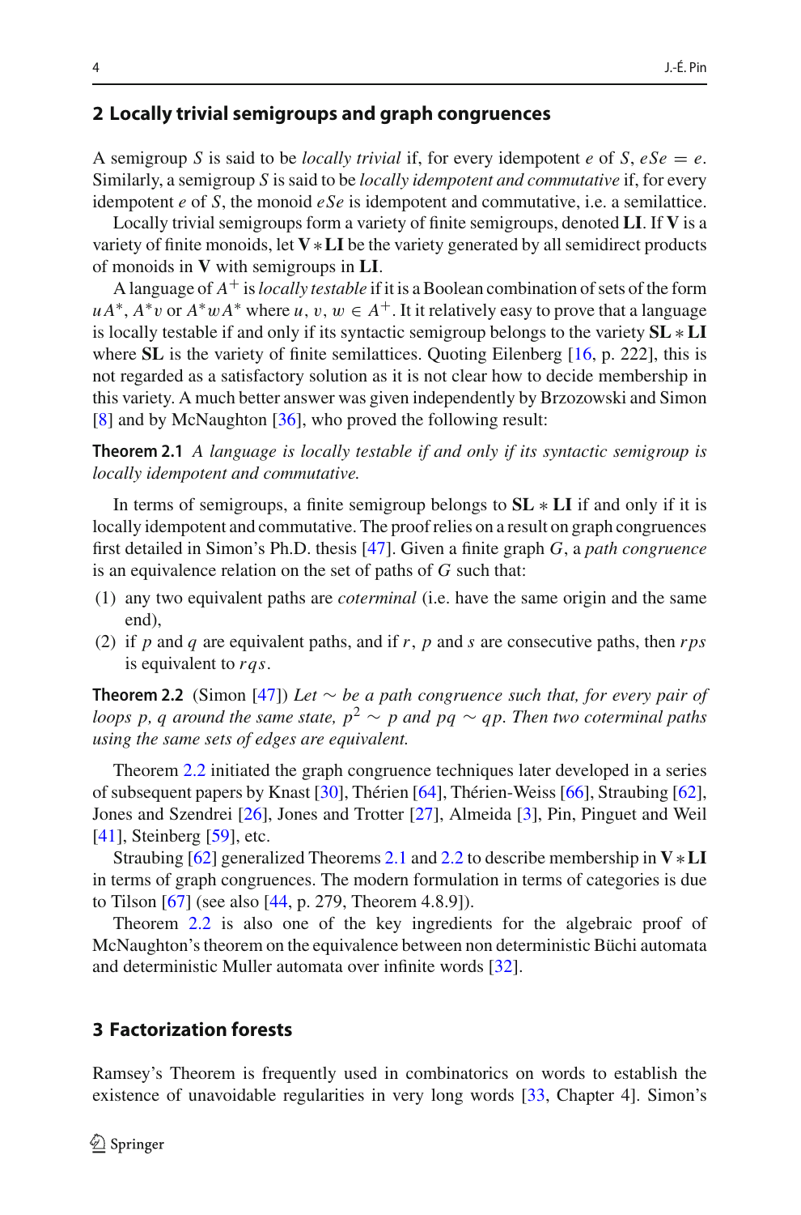## 2 Locally trivial semigroups and graph congruences

A semigroup $S$ is said to be *locally trivial* if, for every idempotent $e$ of $S$, $eSe = e$. Similarly, a semigroup $S$ is said to be *locally idempotent and commutative* if, for every idempotent $e$ of $S$, the monoid $eSe$ is idempotent and commutative, i.e. a semilattice.

Locally trivial semigroups form a variety of finite semigroups, denoted $\mathbf{LI}$. If $\mathbf{V}$ is a variety of finite monoids, let $\mathbf{V} * \mathbf{LI}$ be the variety generated by all semidirect products of monoids in $\mathbf{V}$ with semigroups in $\mathbf{LI}$.

A language of $A^+$ is *locally testable* if it is a Boolean combination of sets of the form $uA^*$, $A^*v$ or $A^*wA^*$ where $u, v, w \in A^+$. It it relatively easy to prove that a language is locally testable if and only if its syntactic semigroup belongs to the variety $\mathbf{SL} * \mathbf{LI}$ where $\mathbf{SL}$ is the variety of finite semilattices. Quoting Eilenberg [16, p. 222], this is not regarded as a satisfactory solution as it is not clear how to decide membership in this variety. A much better answer was given independently by Brzozowski and Simon [8] and by McNaughton [36], who proved the following result:

**Theorem 2.1** *A language is locally testable if and only if its syntactic semigroup is locally idempotent and commutative.*

In terms of semigroups, a finite semigroup belongs to $\mathbf{SL} * \mathbf{LI}$ if and only if it is locally idempotent and commutative. The proof relies on a result on graph congruences first detailed in Simon's Ph.D. thesis [47]. Given a finite graph $G$, a *path congruence* is an equivalence relation on the set of paths of $G$ such that:

(1) any two equivalent paths are *coterminal* (i.e. have the same origin and the same end),
(2) if $p$ and $q$ are equivalent paths, and if $r$, $p$ and $s$ are consecutive paths, then $rps$ is equivalent to $rqs$.

**Theorem 2.2** (Simon [47]) *Let $\sim$ be a path congruence such that, for every pair of loops $p$, $q$ around the same state, $p^2 \sim p$ and $pq \sim qp$. Then two coterminal paths using the same sets of edges are equivalent.*

Theorem 2.2 initiated the graph congruence techniques later developed in a series of subsequent papers by Knast [30], Thérien [64], Thérien-Weiss [66], Straubing [62], Jones and Szendrei [26], Jones and Trotter [27], Almeida [3], Pin, Pinguet and Weil [41], Steinberg [59], etc.

Straubing [62] generalized Theorems 2.1 and 2.2 to describe membership in $\mathbf{V} * \mathbf{LI}$ in terms of graph congruences. The modern formulation in terms of categories is due to Tilson [67] (see also [44, p. 279, Theorem 4.8.9]).

Theorem 2.2 is also one of the key ingredients for the algebraic proof of McNaughton's theorem on the equivalence between non deterministic Büchi automata and deterministic Muller automata over infinite words [32].

## 3 Factorization forests

Ramsey's Theorem is frequently used in combinatorics on words to establish the existence of unavoidable regularities in very long words [33, Chapter 4]. Simon's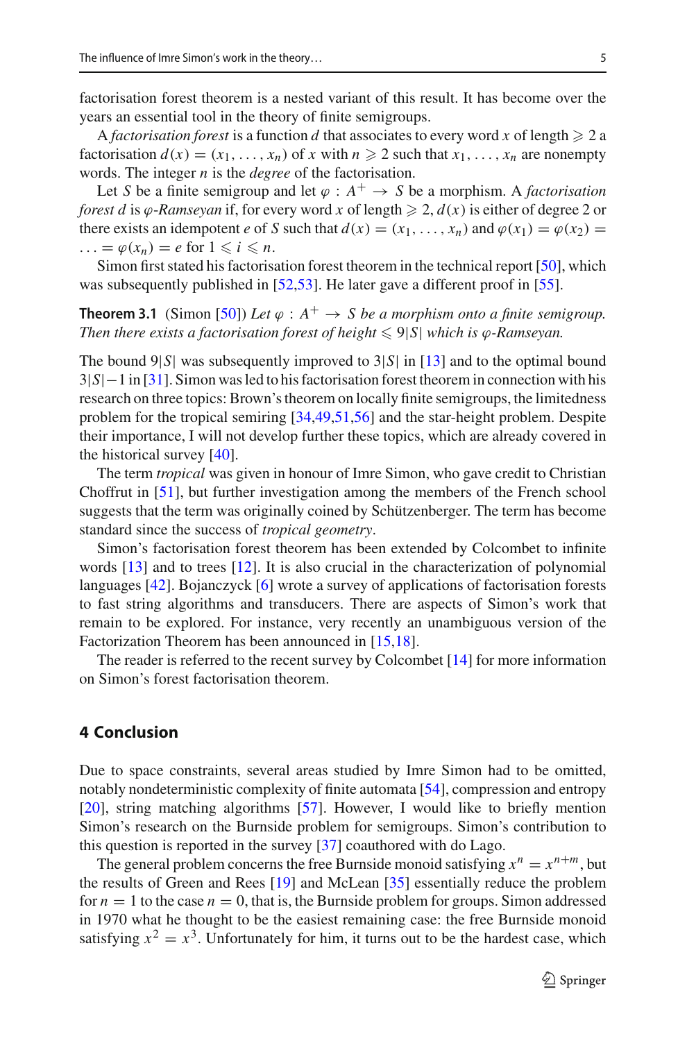factorisation forest theorem is a nested variant of this result. It has become over the years an essential tool in the theory of finite semigroups.

A *factorisation forest* is a function $d$ that associates to every word $x$ of length $\geqslant 2$ a factorisation $d(x) = (x_1, \ldots, x_n)$ of $x$ with $n \geqslant 2$ such that $x_1, \ldots, x_n$ are nonempty words. The integer $n$ is the *degree* of the factorisation.

Let $S$ be a finite semigroup and let $\varphi : A^+ \to S$ be a morphism. A *factorisation forest* $d$ is *$\varphi$-Ramseyan* if, for every word $x$ of length $\geqslant 2$, $d(x)$ is either of degree 2 or there exists an idempotent $e$ of $S$ such that $d(x) = (x_1, \ldots, x_n)$ and $\varphi(x_1) = \varphi(x_2) = \ldots = \varphi(x_n) = e$ for $1 \leqslant i \leqslant n$.

Simon first stated his factorisation forest theorem in the technical report [50], which was subsequently published in [52,53]. He later gave a different proof in [55].

**Theorem 3.1** (Simon [50]) *Let $\varphi : A^+ \to S$ be a morphism onto a finite semigroup. Then there exists a factorisation forest of height $\leqslant 9|S|$ which is $\varphi$-Ramseyan.*

The bound $9|S|$ was subsequently improved to $3|S|$ in [13] and to the optimal bound $3|S|-1$ in [31]. Simon was led to his factorisation forest theorem in connection with his research on three topics: Brown's theorem on locally finite semigroups, the limitedness problem for the tropical semiring [34,49,51,56] and the star-height problem. Despite their importance, I will not develop further these topics, which are already covered in the historical survey [40].

The term *tropical* was given in honour of Imre Simon, who gave credit to Christian Choffrut in [51], but further investigation among the members of the French school suggests that the term was originally coined by Schützenberger. The term has become standard since the success of *tropical geometry*.

Simon's factorisation forest theorem has been extended by Colcombet to infinite words [13] and to trees [12]. It is also crucial in the characterization of polynomial languages [42]. Bojanczyck [6] wrote a survey of applications of factorisation forests to fast string algorithms and transducers. There are aspects of Simon's work that remain to be explored. For instance, very recently an unambiguous version of the Factorization Theorem has been announced in [15,18].

The reader is referred to the recent survey by Colcombet [14] for more information on Simon's forest factorisation theorem.

## 4 Conclusion

Due to space constraints, several areas studied by Imre Simon had to be omitted, notably nondeterministic complexity of finite automata [54], compression and entropy [20], string matching algorithms [57]. However, I would like to briefly mention Simon's research on the Burnside problem for semigroups. Simon's contribution to this question is reported in the survey [37] coauthored with do Lago.

The general problem concerns the free Burnside monoid satisfying $x^n = x^{n+m}$, but the results of Green and Rees [19] and McLean [35] essentially reduce the problem for $n = 1$ to the case $n = 0$, that is, the Burnside problem for groups. Simon addressed in 1970 what he thought to be the easiest remaining case: the free Burnside monoid satisfying $x^2 = x^3$. Unfortunately for him, it turns out to be the hardest case, which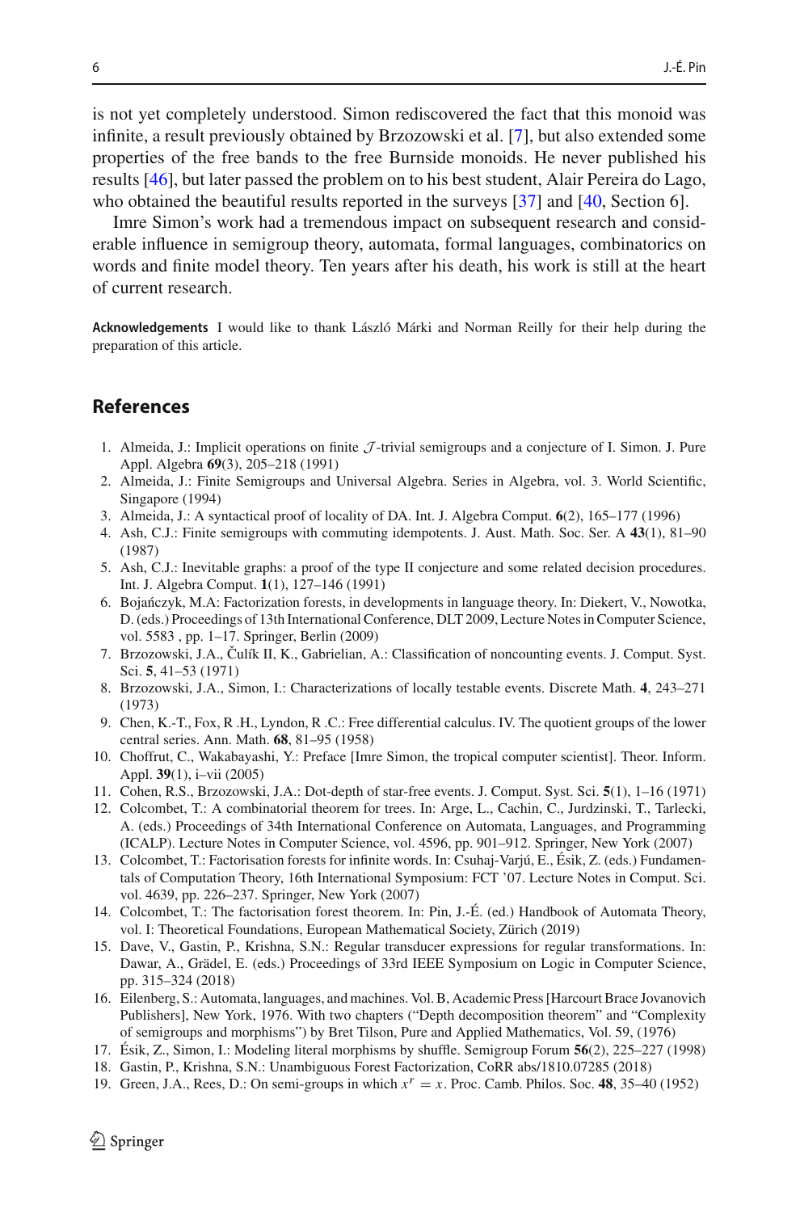is not yet completely understood. Simon rediscovered the fact that this monoid was infinite, a result previously obtained by Brzozowski et al. [7], but also extended some properties of the free bands to the free Burnside monoids. He never published his results [46], but later passed the problem on to his best student, Alair Pereira do Lago, who obtained the beautiful results reported in the surveys [37] and [40, Section 6].

Imre Simon's work had a tremendous impact on subsequent research and considerable influence in semigroup theory, automata, formal languages, combinatorics on words and finite model theory. Ten years after his death, his work is still at the heart of current research.

**Acknowledgements** I would like to thank László Márki and Norman Reilly for their help during the preparation of this article.

## References

1. Almeida, J.: Implicit operations on finite $\mathcal{J}$-trivial semigroups and a conjecture of I. Simon. J. Pure Appl. Algebra **69**(3), 205–218 (1991)
2. Almeida, J.: Finite Semigroups and Universal Algebra. Series in Algebra, vol. 3. World Scientific, Singapore (1994)
3. Almeida, J.: A syntactical proof of locality of DA. Int. J. Algebra Comput. **6**(2), 165–177 (1996)
4. Ash, C.J.: Finite semigroups with commuting idempotents. J. Aust. Math. Soc. Ser. A **43**(1), 81–90 (1987)
5. Ash, C.J.: Inevitable graphs: a proof of the type II conjecture and some related decision procedures. Int. J. Algebra Comput. **1**(1), 127–146 (1991)
6. Bojańczyk, M.A: Factorization forests, in developments in language theory. In: Diekert, V., Nowotka, D. (eds.) Proceedings of 13th International Conference, DLT 2009, Lecture Notes in Computer Science, vol. 5583 , pp. 1–17. Springer, Berlin (2009)
7. Brzozowski, J.A., Čulík II, K., Gabrielian, A.: Classification of noncounting events. J. Comput. Syst. Sci. **5**, 41–53 (1971)
8. Brzozowski, J.A., Simon, I.: Characterizations of locally testable events. Discrete Math. **4**, 243–271 (1973)
9. Chen, K.-T., Fox, R .H., Lyndon, R .C.: Free differential calculus. IV. The quotient groups of the lower central series. Ann. Math. **68**, 81–95 (1958)
10. Choffrut, C., Wakabayashi, Y.: Preface [Imre Simon, the tropical computer scientist]. Theor. Inform. Appl. **39**(1), i–vii (2005)
11. Cohen, R.S., Brzozowski, J.A.: Dot-depth of star-free events. J. Comput. Syst. Sci. **5**(1), 1–16 (1971)
12. Colcombet, T.: A combinatorial theorem for trees. In: Arge, L., Cachin, C., Jurdzinski, T., Tarlecki, A. (eds.) Proceedings of 34th International Conference on Automata, Languages, and Programming (ICALP). Lecture Notes in Computer Science, vol. 4596, pp. 901–912. Springer, New York (2007)
13. Colcombet, T.: Factorisation forests for infinite words. In: Csuhaj-Varjú, E., Ésik, Z. (eds.) Fundamentals of Computation Theory, 16th International Symposium: FCT '07. Lecture Notes in Comput. Sci. vol. 4639, pp. 226–237. Springer, New York (2007)
14. Colcombet, T.: The factorisation forest theorem. In: Pin, J.-É. (ed.) Handbook of Automata Theory, vol. I: Theoretical Foundations, European Mathematical Society, Zürich (2019)
15. Dave, V., Gastin, P., Krishna, S.N.: Regular transducer expressions for regular transformations. In: Dawar, A., Grädel, E. (eds.) Proceedings of 33rd IEEE Symposium on Logic in Computer Science, pp. 315–324 (2018)
16. Eilenberg, S.: Automata, languages, and machines. Vol. B, Academic Press [Harcourt Brace Jovanovich Publishers], New York, 1976. With two chapters ("Depth decomposition theorem" and "Complexity of semigroups and morphisms") by Bret Tilson, Pure and Applied Mathematics, Vol. 59, (1976)
17. Ésik, Z., Simon, I.: Modeling literal morphisms by shuffle. Semigroup Forum **56**(2), 225–227 (1998)
18. Gastin, P., Krishna, S.N.: Unambiguous Forest Factorization, CoRR abs/1810.07285 (2018)
19. Green, J.A., Rees, D.: On semi-groups in which $x^r = x$. Proc. Camb. Philos. Soc. **48**, 35–40 (1952)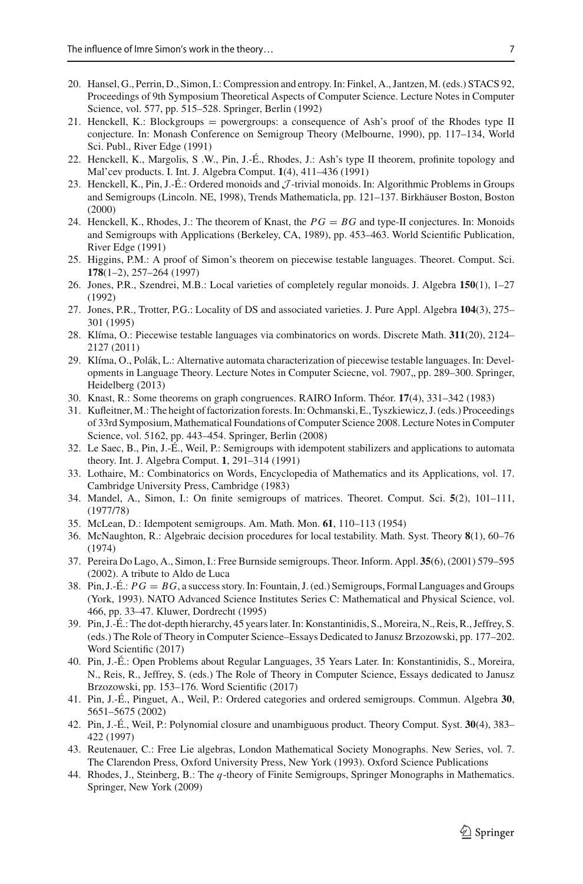20. Hansel, G., Perrin, D., Simon, I.: Compression and entropy. In: Finkel, A., Jantzen, M. (eds.) STACS 92, Proceedings of 9th Symposium Theoretical Aspects of Computer Science. Lecture Notes in Computer Science, vol. 577, pp. 515–528. Springer, Berlin (1992)
21. Henckell, K.: Blockgroups = powergroups: a consequence of Ash's proof of the Rhodes type II conjecture. In: Monash Conference on Semigroup Theory (Melbourne, 1990), pp. 117–134, World Sci. Publ., River Edge (1991)
22. Henckell, K., Margolis, S .W., Pin, J.-É., Rhodes, J.: Ash's type II theorem, profinite topology and Mal'cev products. I. Int. J. Algebra Comput. **1**(4), 411–436 (1991)
23. Henckell, K., Pin, J.-É.: Ordered monoids and $\mathcal{J}$-trivial monoids. In: Algorithmic Problems in Groups and Semigroups (Lincoln. NE, 1998), Trends Mathematicla, pp. 121–137. Birkhäuser Boston, Boston (2000)
24. Henckell, K., Rhodes, J.: The theorem of Knast, the $PG = BG$ and type-II conjectures. In: Monoids and Semigroups with Applications (Berkeley, CA, 1989), pp. 453–463. World Scientific Publication, River Edge (1991)
25. Higgins, P.M.: A proof of Simon's theorem on piecewise testable languages. Theoret. Comput. Sci. **178**(1–2), 257–264 (1997)
26. Jones, P.R., Szendrei, M.B.: Local varieties of completely regular monoids. J. Algebra **150**(1), 1–27 (1992)
27. Jones, P.R., Trotter, P.G.: Locality of DS and associated varieties. J. Pure Appl. Algebra **104**(3), 275–301 (1995)
28. Klíma, O.: Piecewise testable languages via combinatorics on words. Discrete Math. **311**(20), 2124–2127 (2011)
29. Klíma, O., Polák, L.: Alternative automata characterization of piecewise testable languages. In: Developments in Language Theory. Lecture Notes in Computer Sciecne, vol. 7907,, pp. 289–300. Springer, Heidelberg (2013)
30. Knast, R.: Some theorems on graph congruences. RAIRO Inform. Théor. **17**(4), 331–342 (1983)
31. Kufleitner, M.: The height of factorization forests. In: Ochmanski, E., Tyszkiewicz, J. (eds.) Proceedings of 33rd Symposium, Mathematical Foundations of Computer Science 2008. Lecture Notes in Computer Science, vol. 5162, pp. 443–454. Springer, Berlin (2008)
32. Le Saec, B., Pin, J.-É., Weil, P.: Semigroups with idempotent stabilizers and applications to automata theory. Int. J. Algebra Comput. **1**, 291–314 (1991)
33. Lothaire, M.: Combinatorics on Words, Encyclopedia of Mathematics and its Applications, vol. 17. Cambridge University Press, Cambridge (1983)
34. Mandel, A., Simon, I.: On finite semigroups of matrices. Theoret. Comput. Sci. **5**(2), 101–111, (1977/78)
35. McLean, D.: Idempotent semigroups. Am. Math. Mon. **61**, 110–113 (1954)
36. McNaughton, R.: Algebraic decision procedures for local testability. Math. Syst. Theory **8**(1), 60–76 (1974)
37. Pereira Do Lago, A., Simon, I.: Free Burnside semigroups. Theor. Inform. Appl. **35**(6), (2001) 579–595 (2002). A tribute to Aldo de Luca
38. Pin, J.-É.: $PG = BG$, a success story. In: Fountain, J. (ed.) Semigroups, Formal Languages and Groups (York, 1993). NATO Advanced Science Institutes Series C: Mathematical and Physical Science, vol. 466, pp. 33–47. Kluwer, Dordrecht (1995)
39. Pin, J.-É.: The dot-depth hierarchy, 45 years later. In: Konstantinidis, S., Moreira, N., Reis, R., Jeffrey, S. (eds.) The Role of Theory in Computer Science–Essays Dedicated to Janusz Brzozowski, pp. 177–202. Word Scientific (2017)
40. Pin, J.-É.: Open Problems about Regular Languages, 35 Years Later. In: Konstantinidis, S., Moreira, N., Reis, R., Jeffrey, S. (eds.) The Role of Theory in Computer Science, Essays dedicated to Janusz Brzozowski, pp. 153–176. Word Scientific (2017)
41. Pin, J.-É., Pinguet, A., Weil, P.: Ordered categories and ordered semigroups. Commun. Algebra **30**, 5651–5675 (2002)
42. Pin, J.-É., Weil, P.: Polynomial closure and unambiguous product. Theory Comput. Syst. **30**(4), 383–422 (1997)
43. Reutenauer, C.: Free Lie algebras, London Mathematical Society Monographs. New Series, vol. 7. The Clarendon Press, Oxford University Press, New York (1993). Oxford Science Publications
44. Rhodes, J., Steinberg, B.: The $q$-theory of Finite Semigroups, Springer Monographs in Mathematics. Springer, New York (2009)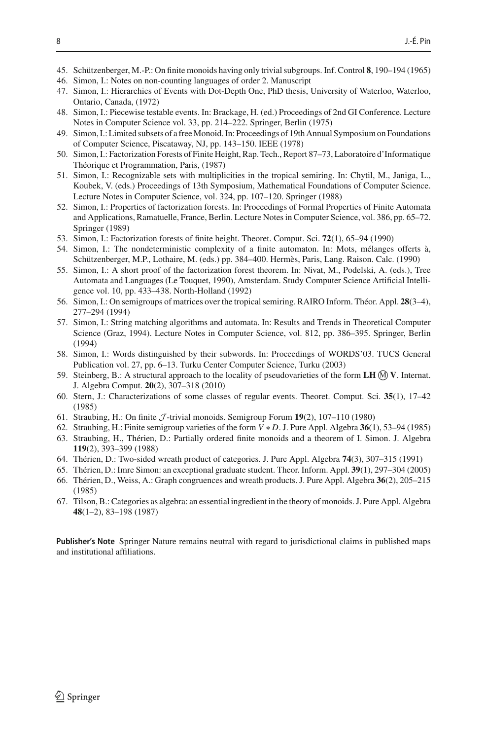45. Schützenberger, M.-P.: On finite monoids having only trivial subgroups. Inf. Control **8**, 190–194 (1965)
46. Simon, I.: Notes on non-counting languages of order 2. Manuscript
47. Simon, I.: Hierarchies of Events with Dot-Depth One, PhD thesis, University of Waterloo, Waterloo, Ontario, Canada, (1972)
48. Simon, I.: Piecewise testable events. In: Brackage, H. (ed.) Proceedings of 2nd GI Conference. Lecture Notes in Computer Science vol. 33, pp. 214–222. Springer, Berlin (1975)
49. Simon, I.: Limited subsets of a free Monoid. In: Proceedings of 19th Annual Symposium on Foundations of Computer Science, Piscataway, NJ, pp. 143–150. IEEE (1978)
50. Simon, I.: Factorization Forests of Finite Height, Rap. Tech., Report 87–73, Laboratoire d'Informatique Théorique et Programmation, Paris, (1987)
51. Simon, I.: Recognizable sets with multiplicities in the tropical semiring. In: Chytil, M., Janiga, L., Koubek, V. (eds.) Proceedings of 13th Symposium, Mathematical Foundations of Computer Science. Lecture Notes in Computer Science, vol. 324, pp. 107–120. Springer (1988)
52. Simon, I.: Properties of factorization forests. In: Proceedings of Formal Properties of Finite Automata and Applications, Ramatuelle, France, Berlin. Lecture Notes in Computer Science, vol. 386, pp. 65–72. Springer (1989)
53. Simon, I.: Factorization forests of finite height. Theoret. Comput. Sci. **72**(1), 65–94 (1990)
54. Simon, I.: The nondeterministic complexity of a finite automaton. In: Mots, mélanges offerts à, Schützenberger, M.P., Lothaire, M. (eds.) pp. 384–400. Hermès, Paris, Lang. Raison. Calc. (1990)
55. Simon, I.: A short proof of the factorization forest theorem. In: Nivat, M., Podelski, A. (eds.), Tree Automata and Languages (Le Touquet, 1990), Amsterdam. Study Computer Science Artificial Intelligence vol. 10, pp. 433–438. North-Holland (1992)
56. Simon, I.: On semigroups of matrices over the tropical semiring. RAIRO Inform. Théor. Appl. **28**(3–4), 277–294 (1994)
57. Simon, I.: String matching algorithms and automata. In: Results and Trends in Theoretical Computer Science (Graz, 1994). Lecture Notes in Computer Science, vol. 812, pp. 386–395. Springer, Berlin (1994)
58. Simon, I.: Words distinguished by their subwords. In: Proceedings of WORDS'03. TUCS General Publication vol. 27, pp. 6–13. Turku Center Computer Science, Turku (2003)
59. Steinberg, B.: A structural approach to the locality of pseudovarieties of the form **LH** Ⓜ **V**. Internat. J. Algebra Comput. **20**(2), 307–318 (2010)
60. Stern, J.: Characterizations of some classes of regular events. Theoret. Comput. Sci. **35**(1), 17–42 (1985)
61. Straubing, H.: On finite $\mathcal{J}$-trivial monoids. Semigroup Forum **19**(2), 107–110 (1980)
62. Straubing, H.: Finite semigroup varieties of the form $V * D$. J. Pure Appl. Algebra **36**(1), 53–94 (1985)
63. Straubing, H., Thérien, D.: Partially ordered finite monoids and a theorem of I. Simon. J. Algebra **119**(2), 393–399 (1988)
64. Thérien, D.: Two-sided wreath product of categories. J. Pure Appl. Algebra **74**(3), 307–315 (1991)
65. Thérien, D.: Imre Simon: an exceptional graduate student. Theor. Inform. Appl. **39**(1), 297–304 (2005)
66. Thérien, D., Weiss, A.: Graph congruences and wreath products. J. Pure Appl. Algebra **36**(2), 205–215 (1985)
67. Tilson, B.: Categories as algebra: an essential ingredient in the theory of monoids. J. Pure Appl. Algebra **48**(1–2), 83–198 (1987)

**Publisher's Note** Springer Nature remains neutral with regard to jurisdictional claims in published maps and institutional affiliations.